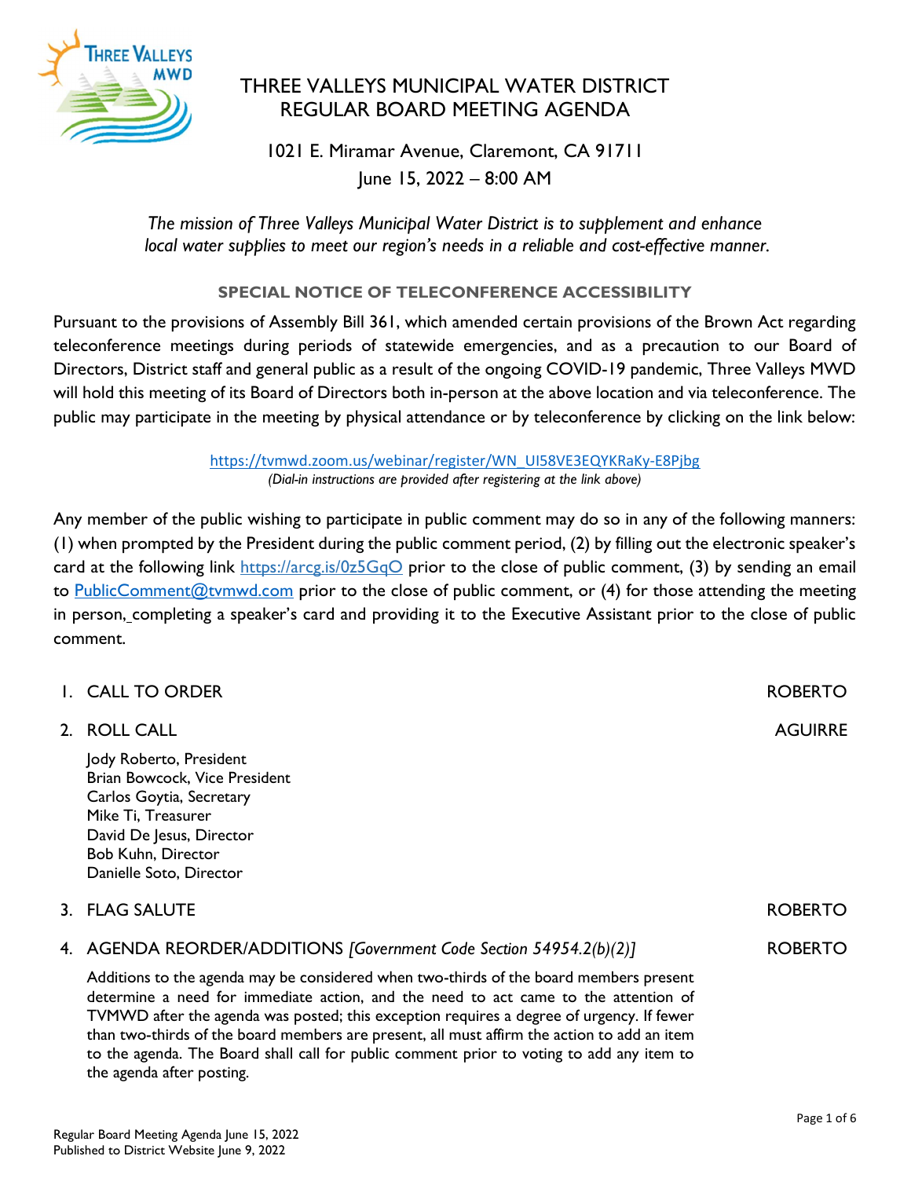# THREE VALLEYS MUNICIPAL WATER DISTRICT
# REGULAR BOARD MEETING AGENDA

1021 E. Miramar Avenue, Claremont, CA 91711
June 15, 2022 – 8:00 AM

*The mission of Three Valleys Municipal Water District is to supplement and enhance local water supplies to meet our region's needs in a reliable and cost-effective manner.*

## SPECIAL NOTICE OF TELECONFERENCE ACCESSIBILITY

Pursuant to the provisions of Assembly Bill 361, which amended certain provisions of the Brown Act regarding teleconference meetings during periods of statewide emergencies, and as a precaution to our Board of Directors, District staff and general public as a result of the ongoing COVID-19 pandemic, Three Valleys MWD will hold this meeting of its Board of Directors both in-person at the above location and via teleconference. The public may participate in the meeting by physical attendance or by teleconference by clicking on the link below:

https://tvmwd.zoom.us/webinar/register/WN_UI58VE3EQYKRaKy-E8Pjbg
*(Dial-in instructions are provided after registering at the link above)*

Any member of the public wishing to participate in public comment may do so in any of the following manners: (1) when prompted by the President during the public comment period, (2) by filling out the electronic speaker's card at the following link https://arcg.is/0z5GqO prior to the close of public comment, (3) by sending an email to PublicComment@tvmwd.com prior to the close of public comment, or (4) for those attending the meeting in person, completing a speaker's card and providing it to the Executive Assistant prior to the close of public comment.

1. CALL TO ORDER — ROBERTO

2. ROLL CALL — AGUIRRE

   Jody Roberto, President
   Brian Bowcock, Vice President
   Carlos Goytia, Secretary
   Mike Ti, Treasurer
   David De Jesus, Director
   Bob Kuhn, Director
   Danielle Soto, Director

3. FLAG SALUTE — ROBERTO

4. AGENDA REORDER/ADDITIONS *[Government Code Section 54954.2(b)(2)]* — ROBERTO

   Additions to the agenda may be considered when two-thirds of the board members present determine a need for immediate action, and the need to act came to the attention of TVMWD after the agenda was posted; this exception requires a degree of urgency. If fewer than two-thirds of the board members are present, all must affirm the action to add an item to the agenda. The Board shall call for public comment prior to voting to add any item to the agenda after posting.

Regular Board Meeting Agenda June 15, 2022
Published to District Website June 9, 2022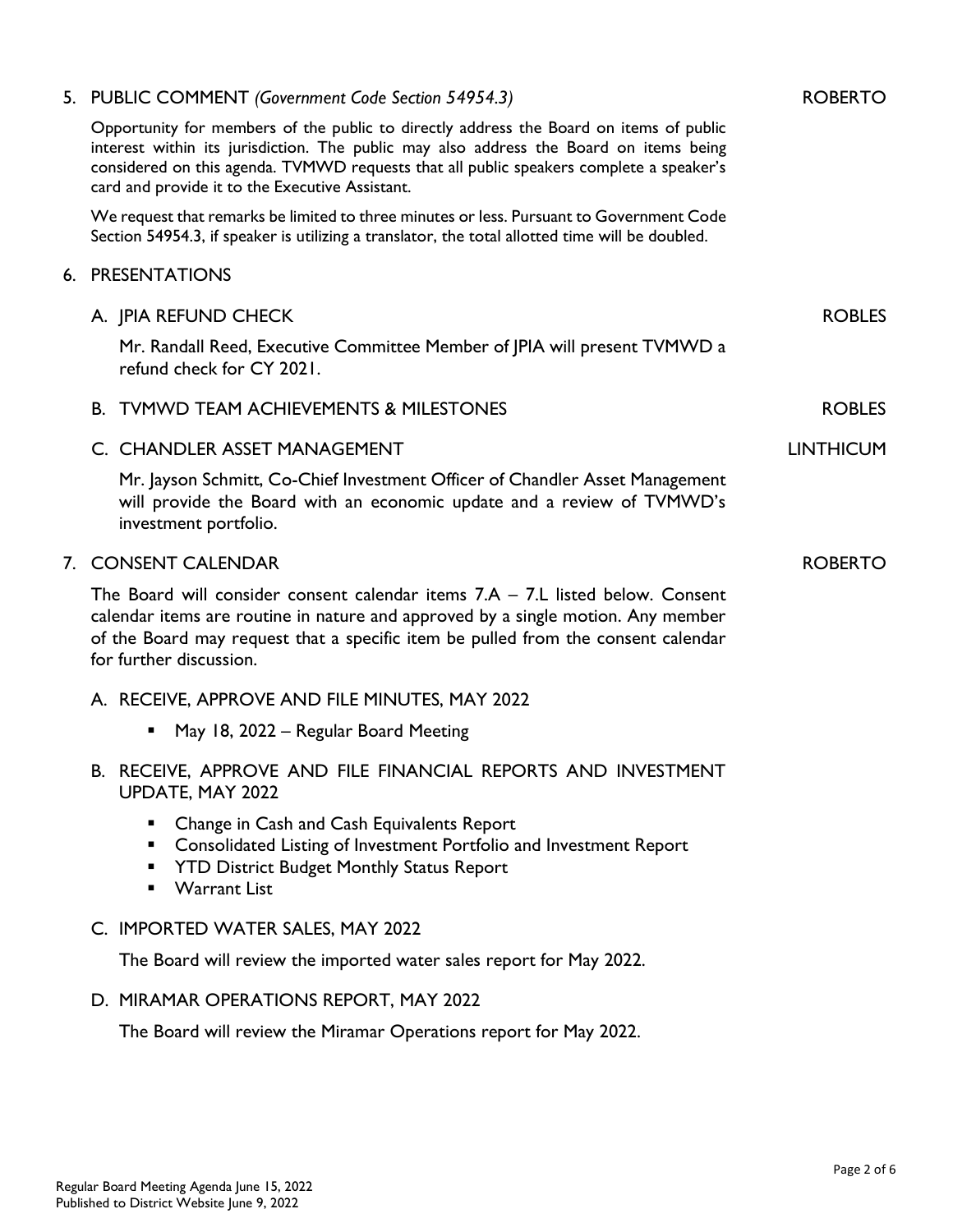5. PUBLIC COMMENT *(Government Code Section 54954.3)* ROBERTO

   Opportunity for members of the public to directly address the Board on items of public interest within its jurisdiction. The public may also address the Board on items being considered on this agenda. TVMWD requests that all public speakers complete a speaker's card and provide it to the Executive Assistant.

   We request that remarks be limited to three minutes or less. Pursuant to Government Code Section 54954.3, if speaker is utilizing a translator, the total allotted time will be doubled.

6. PRESENTATIONS

   A. JPIA REFUND CHECK ROBLES

      Mr. Randall Reed, Executive Committee Member of JPIA will present TVMWD a refund check for CY 2021.

   B. TVMWD TEAM ACHIEVEMENTS & MILESTONES ROBLES

   C. CHANDLER ASSET MANAGEMENT LINTHICUM

      Mr. Jayson Schmitt, Co-Chief Investment Officer of Chandler Asset Management will provide the Board with an economic update and a review of TVMWD's investment portfolio.

7. CONSENT CALENDAR ROBERTO

   The Board will consider consent calendar items 7.A – 7.L listed below. Consent calendar items are routine in nature and approved by a single motion. Any member of the Board may request that a specific item be pulled from the consent calendar for further discussion.

   A. RECEIVE, APPROVE AND FILE MINUTES, MAY 2022

      - May 18, 2022 – Regular Board Meeting

   B. RECEIVE, APPROVE AND FILE FINANCIAL REPORTS AND INVESTMENT UPDATE, MAY 2022

      - Change in Cash and Cash Equivalents Report
      - Consolidated Listing of Investment Portfolio and Investment Report
      - YTD District Budget Monthly Status Report
      - Warrant List

   C. IMPORTED WATER SALES, MAY 2022

      The Board will review the imported water sales report for May 2022.

   D. MIRAMAR OPERATIONS REPORT, MAY 2022

      The Board will review the Miramar Operations report for May 2022.

Regular Board Meeting Agenda June 15, 2022
Published to District Website June 9, 2022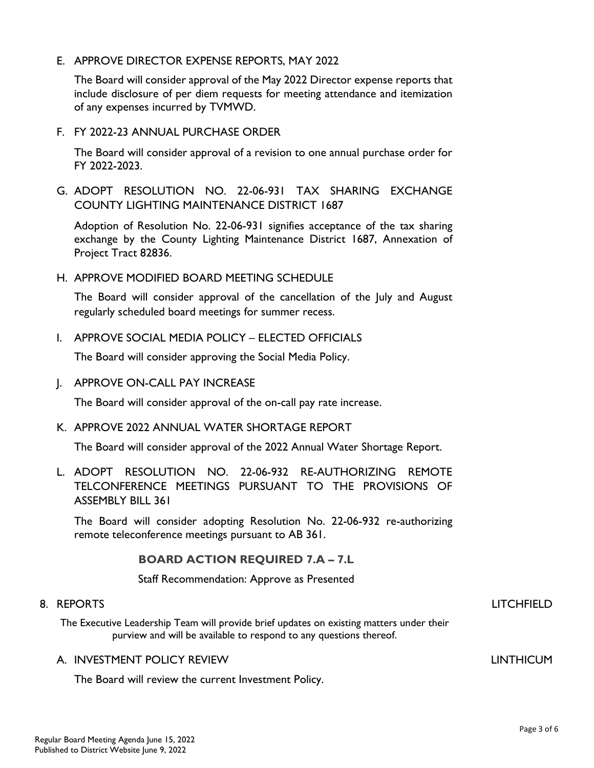E. APPROVE DIRECTOR EXPENSE REPORTS, MAY 2022

The Board will consider approval of the May 2022 Director expense reports that include disclosure of per diem requests for meeting attendance and itemization of any expenses incurred by TVMWD.

F. FY 2022-23 ANNUAL PURCHASE ORDER

The Board will consider approval of a revision to one annual purchase order for FY 2022-2023.

G. ADOPT RESOLUTION NO. 22-06-931 TAX SHARING EXCHANGE COUNTY LIGHTING MAINTENANCE DISTRICT 1687

Adoption of Resolution No. 22-06-931 signifies acceptance of the tax sharing exchange by the County Lighting Maintenance District 1687, Annexation of Project Tract 82836.

H. APPROVE MODIFIED BOARD MEETING SCHEDULE

The Board will consider approval of the cancellation of the July and August regularly scheduled board meetings for summer recess.

I. APPROVE SOCIAL MEDIA POLICY – ELECTED OFFICIALS

The Board will consider approving the Social Media Policy.

J. APPROVE ON-CALL PAY INCREASE

The Board will consider approval of the on-call pay rate increase.

K. APPROVE 2022 ANNUAL WATER SHORTAGE REPORT

The Board will consider approval of the 2022 Annual Water Shortage Report.

L. ADOPT RESOLUTION NO. 22-06-932 RE-AUTHORIZING REMOTE TELCONFERENCE MEETINGS PURSUANT TO THE PROVISIONS OF ASSEMBLY BILL 361

The Board will consider adopting Resolution No. 22-06-932 re-authorizing remote teleconference meetings pursuant to AB 361.

**BOARD ACTION REQUIRED 7.A – 7.L**

Staff Recommendation: Approve as Presented

8. REPORTS — LITCHFIELD

The Executive Leadership Team will provide brief updates on existing matters under their purview and will be available to respond to any questions thereof.

A. INVESTMENT POLICY REVIEW — LINTHICUM

The Board will review the current Investment Policy.

Regular Board Meeting Agenda June 15, 2022
Published to District Website June 9, 2022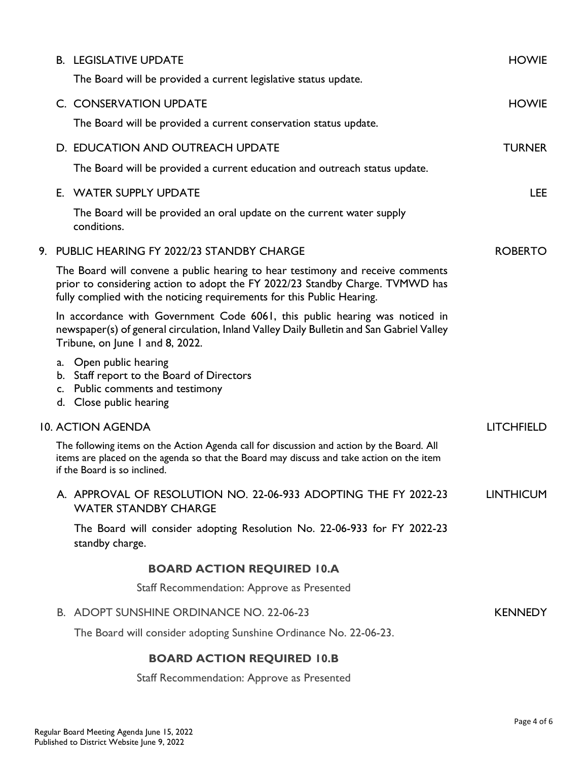B. LEGISLATIVE UPDATE — HOWIE

The Board will be provided a current legislative status update.

C. CONSERVATION UPDATE — HOWIE

The Board will be provided a current conservation status update.

D. EDUCATION AND OUTREACH UPDATE — TURNER

The Board will be provided a current education and outreach status update.

E. WATER SUPPLY UPDATE — LEE

The Board will be provided an oral update on the current water supply conditions.

## 9. PUBLIC HEARING FY 2022/23 STANDBY CHARGE — ROBERTO

The Board will convene a public hearing to hear testimony and receive comments prior to considering action to adopt the FY 2022/23 Standby Charge. TVMWD has fully complied with the noticing requirements for this Public Hearing.

In accordance with Government Code 6061, this public hearing was noticed in newspaper(s) of general circulation, Inland Valley Daily Bulletin and San Gabriel Valley Tribune, on June 1 and 8, 2022.

a. Open public hearing
b. Staff report to the Board of Directors
c. Public comments and testimony
d. Close public hearing

## 10. ACTION AGENDA — LITCHFIELD

The following items on the Action Agenda call for discussion and action by the Board. All items are placed on the agenda so that the Board may discuss and take action on the item if the Board is so inclined.

A. APPROVAL OF RESOLUTION NO. 22-06-933 ADOPTING THE FY 2022-23 WATER STANDBY CHARGE — LINTHICUM

The Board will consider adopting Resolution No. 22-06-933 for FY 2022-23 standby charge.

**BOARD ACTION REQUIRED 10.A**

Staff Recommendation: Approve as Presented

B. ADOPT SUNSHINE ORDINANCE NO. 22-06-23 — KENNEDY

The Board will consider adopting Sunshine Ordinance No. 22-06-23.

**BOARD ACTION REQUIRED 10.B**

Staff Recommendation: Approve as Presented

Regular Board Meeting Agenda June 15, 2022
Published to District Website June 9, 2022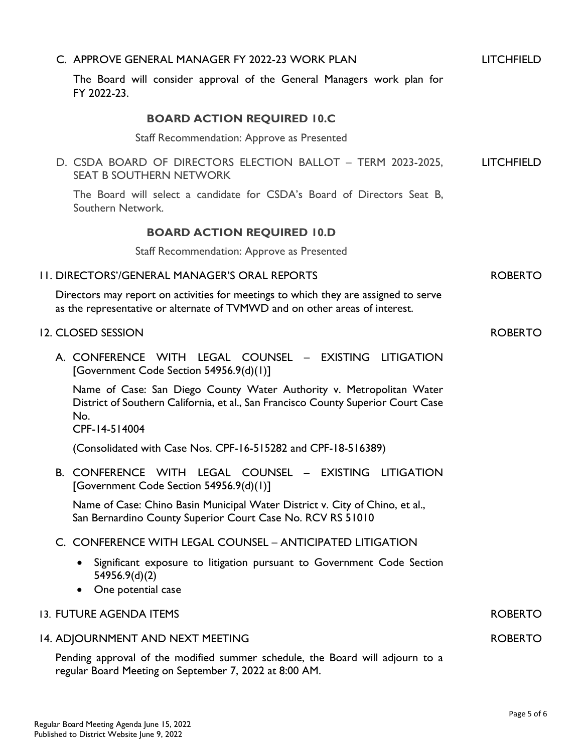C. APPROVE GENERAL MANAGER FY 2022-23 WORK PLAN — LITCHFIELD

The Board will consider approval of the General Managers work plan for FY 2022-23.

**BOARD ACTION REQUIRED 10.C**

Staff Recommendation: Approve as Presented

D. CSDA BOARD OF DIRECTORS ELECTION BALLOT – TERM 2023-2025, SEAT B SOUTHERN NETWORK — LITCHFIELD

The Board will select a candidate for CSDA's Board of Directors Seat B, Southern Network.

**BOARD ACTION REQUIRED 10.D**

Staff Recommendation: Approve as Presented

11. DIRECTORS'/GENERAL MANAGER'S ORAL REPORTS — ROBERTO

Directors may report on activities for meetings to which they are assigned to serve as the representative or alternate of TVMWD and on other areas of interest.

12. CLOSED SESSION — ROBERTO

A. CONFERENCE WITH LEGAL COUNSEL – EXISTING LITIGATION [Government Code Section 54956.9(d)(1)]

Name of Case: San Diego County Water Authority v. Metropolitan Water District of Southern California, et al., San Francisco County Superior Court Case No.
CPF-14-514004

(Consolidated with Case Nos. CPF-16-515282 and CPF-18-516389)

B. CONFERENCE WITH LEGAL COUNSEL – EXISTING LITIGATION [Government Code Section 54956.9(d)(1)]

Name of Case: Chino Basin Municipal Water District v. City of Chino, et al., San Bernardino County Superior Court Case No. RCV RS 51010

C. CONFERENCE WITH LEGAL COUNSEL – ANTICIPATED LITIGATION

- Significant exposure to litigation pursuant to Government Code Section 54956.9(d)(2)
- One potential case

13. FUTURE AGENDA ITEMS — ROBERTO

14. ADJOURNMENT AND NEXT MEETING — ROBERTO

Pending approval of the modified summer schedule, the Board will adjourn to a regular Board Meeting on September 7, 2022 at 8:00 AM.

Regular Board Meeting Agenda June 15, 2022
Published to District Website June 9, 2022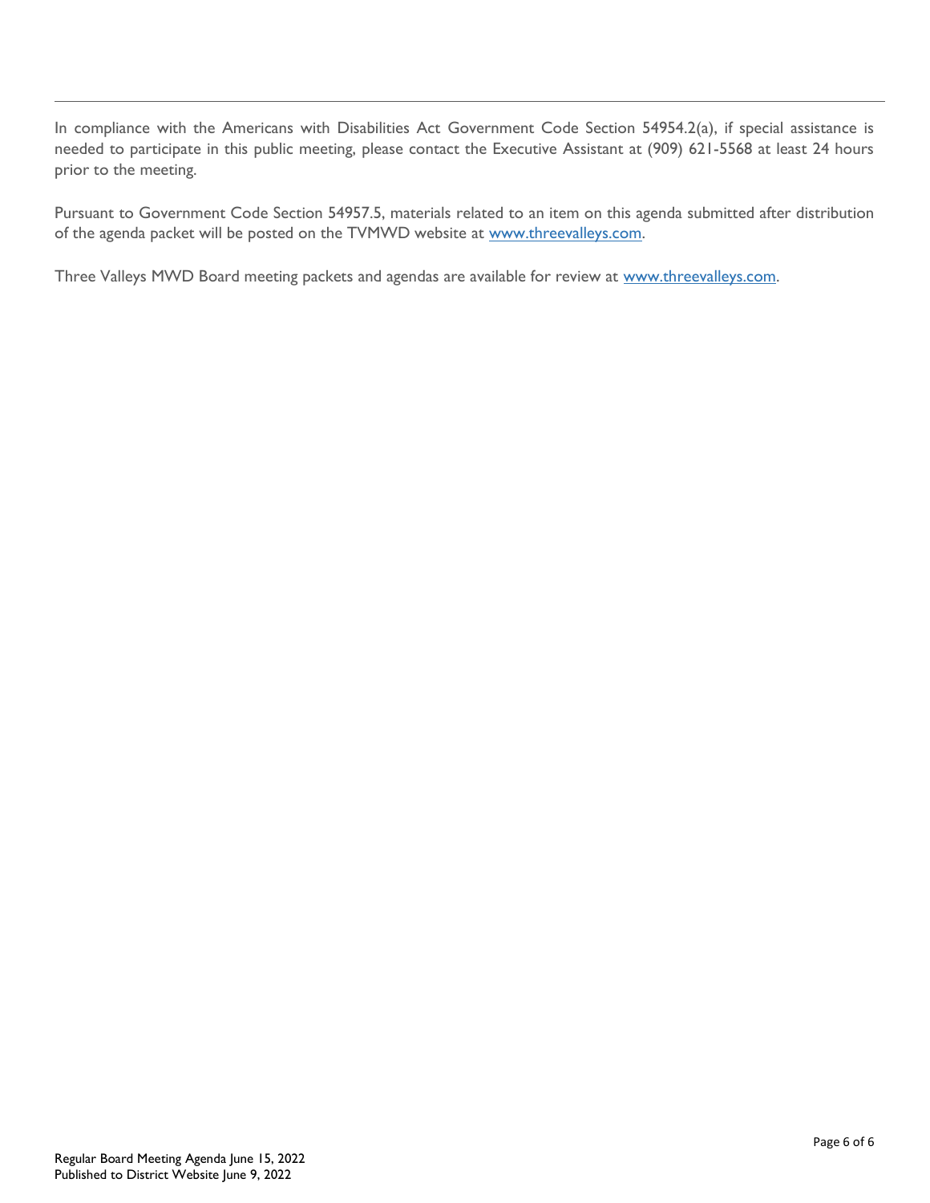In compliance with the Americans with Disabilities Act Government Code Section 54954.2(a), if special assistance is needed to participate in this public meeting, please contact the Executive Assistant at (909) 621-5568 at least 24 hours prior to the meeting.

Pursuant to Government Code Section 54957.5, materials related to an item on this agenda submitted after distribution of the agenda packet will be posted on the TVMWD website at www.threevalleys.com.

Three Valleys MWD Board meeting packets and agendas are available for review at www.threevalleys.com.